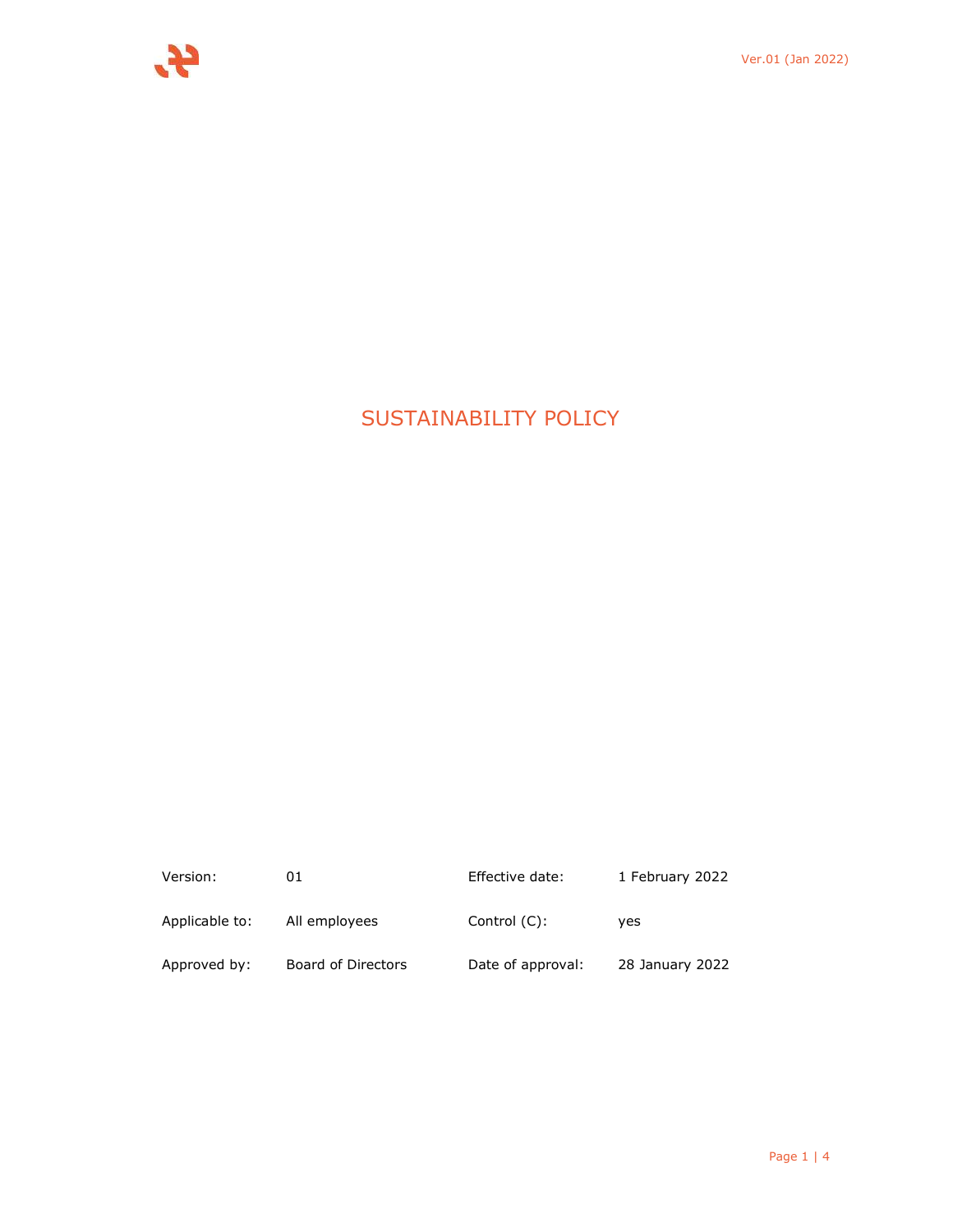# SUSTAINABILITY POLICY

| Version: | 01 | Effective date: | 1 February 2022 |
|---|---|---|---|
| Applicable to: | All employees | Control (C): | yes |
| Approved by: | Board of Directors | Date of approval: | 28 January 2022 |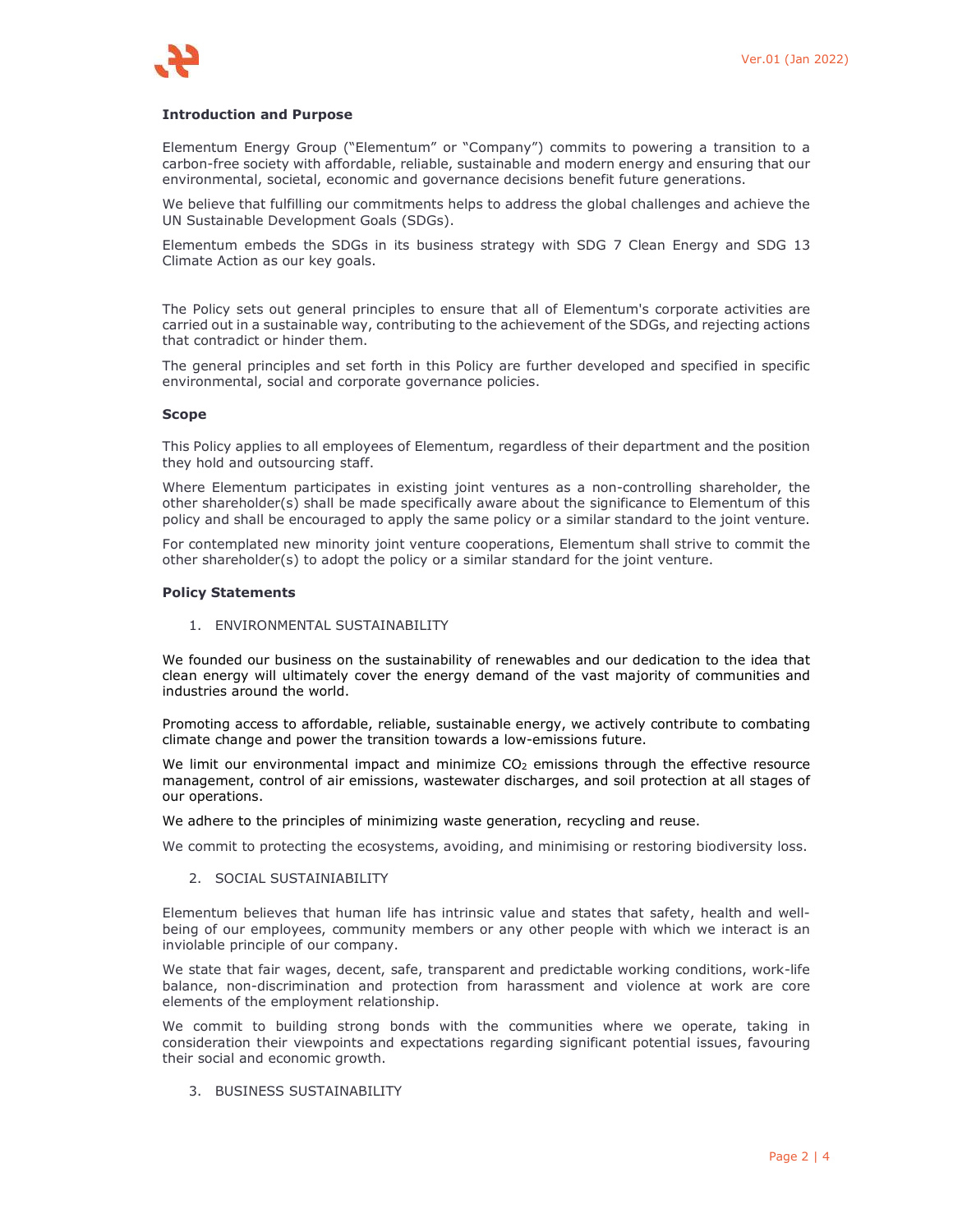**Introduction and Purpose**

Elementum Energy Group ("Elementum" or "Company") commits to powering a transition to a carbon-free society with affordable, reliable, sustainable and modern energy and ensuring that our environmental, societal, economic and governance decisions benefit future generations.

We believe that fulfilling our commitments helps to address the global challenges and achieve the UN Sustainable Development Goals (SDGs).

Elementum embeds the SDGs in its business strategy with SDG 7 Clean Energy and SDG 13 Climate Action as our key goals.

The Policy sets out general principles to ensure that all of Elementum's corporate activities are carried out in a sustainable way, contributing to the achievement of the SDGs, and rejecting actions that contradict or hinder them.

The general principles and set forth in this Policy are further developed and specified in specific environmental, social and corporate governance policies.

**Scope**

This Policy applies to all employees of Elementum, regardless of their department and the position they hold and outsourcing staff.

Where Elementum participates in existing joint ventures as a non-controlling shareholder, the other shareholder(s) shall be made specifically aware about the significance to Elementum of this policy and shall be encouraged to apply the same policy or a similar standard to the joint venture.

For contemplated new minority joint venture cooperations, Elementum shall strive to commit the other shareholder(s) to adopt the policy or a similar standard for the joint venture.

**Policy Statements**

1. ENVIRONMENTAL SUSTAINABILITY

We founded our business on the sustainability of renewables and our dedication to the idea that clean energy will ultimately cover the energy demand of the vast majority of communities and industries around the world.

Promoting access to affordable, reliable, sustainable energy, we actively contribute to combating climate change and power the transition towards a low-emissions future.

We limit our environmental impact and minimize $CO_2$ emissions through the effective resource management, control of air emissions, wastewater discharges, and soil protection at all stages of our operations.

We adhere to the principles of minimizing waste generation, recycling and reuse.

We commit to protecting the ecosystems, avoiding, and minimising or restoring biodiversity loss.

2. SOCIAL SUSTAINIABILITY

Elementum believes that human life has intrinsic value and states that safety, health and well-being of our employees, community members or any other people with which we interact is an inviolable principle of our company.

We state that fair wages, decent, safe, transparent and predictable working conditions, work-life balance, non-discrimination and protection from harassment and violence at work are core elements of the employment relationship.

We commit to building strong bonds with the communities where we operate, taking in consideration their viewpoints and expectations regarding significant potential issues, favouring their social and economic growth.

3. BUSINESS SUSTAINABILITY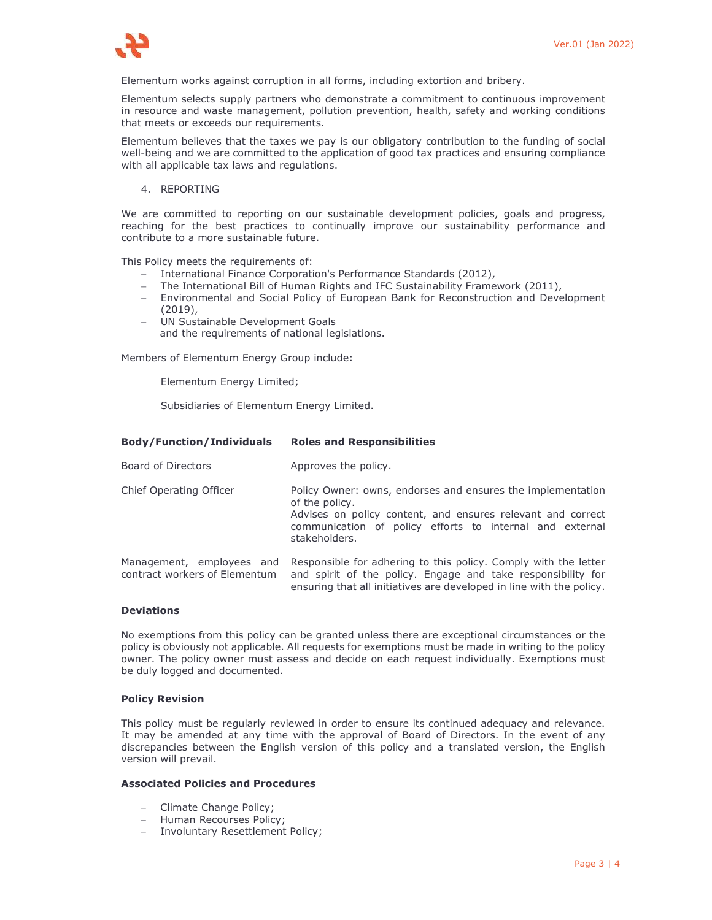Elementum works against corruption in all forms, including extortion and bribery.

Elementum selects supply partners who demonstrate a commitment to continuous improvement in resource and waste management, pollution prevention, health, safety and working conditions that meets or exceeds our requirements.

Elementum believes that the taxes we pay is our obligatory contribution to the funding of social well-being and we are committed to the application of good tax practices and ensuring compliance with all applicable tax laws and regulations.

4. REPORTING

We are committed to reporting on our sustainable development policies, goals and progress, reaching for the best practices to continually improve our sustainability performance and contribute to a more sustainable future.

This Policy meets the requirements of:

- International Finance Corporation's Performance Standards (2012),
- The International Bill of Human Rights and IFC Sustainability Framework (2011),
- Environmental and Social Policy of European Bank for Reconstruction and Development (2019),
- UN Sustainable Development Goals
  and the requirements of national legislations.

Members of Elementum Energy Group include:

Elementum Energy Limited;

Subsidiaries of Elementum Energy Limited.

| **Body/Function/Individuals** | **Roles and Responsibilities** |
|---|---|
| Board of Directors | Approves the policy. |
| Chief Operating Officer | Policy Owner: owns, endorses and ensures the implementation of the policy. Advises on policy content, and ensures relevant and correct communication of policy efforts to internal and external stakeholders. |
| Management, employees and contract workers of Elementum | Responsible for adhering to this policy. Comply with the letter and spirit of the policy. Engage and take responsibility for ensuring that all initiatives are developed in line with the policy. |

**Deviations**

No exemptions from this policy can be granted unless there are exceptional circumstances or the policy is obviously not applicable. All requests for exemptions must be made in writing to the policy owner. The policy owner must assess and decide on each request individually. Exemptions must be duly logged and documented.

**Policy Revision**

This policy must be regularly reviewed in order to ensure its continued adequacy and relevance. It may be amended at any time with the approval of Board of Directors. In the event of any discrepancies between the English version of this policy and a translated version, the English version will prevail.

**Associated Policies and Procedures**

- Climate Change Policy;
- Human Recourses Policy;
- Involuntary Resettlement Policy;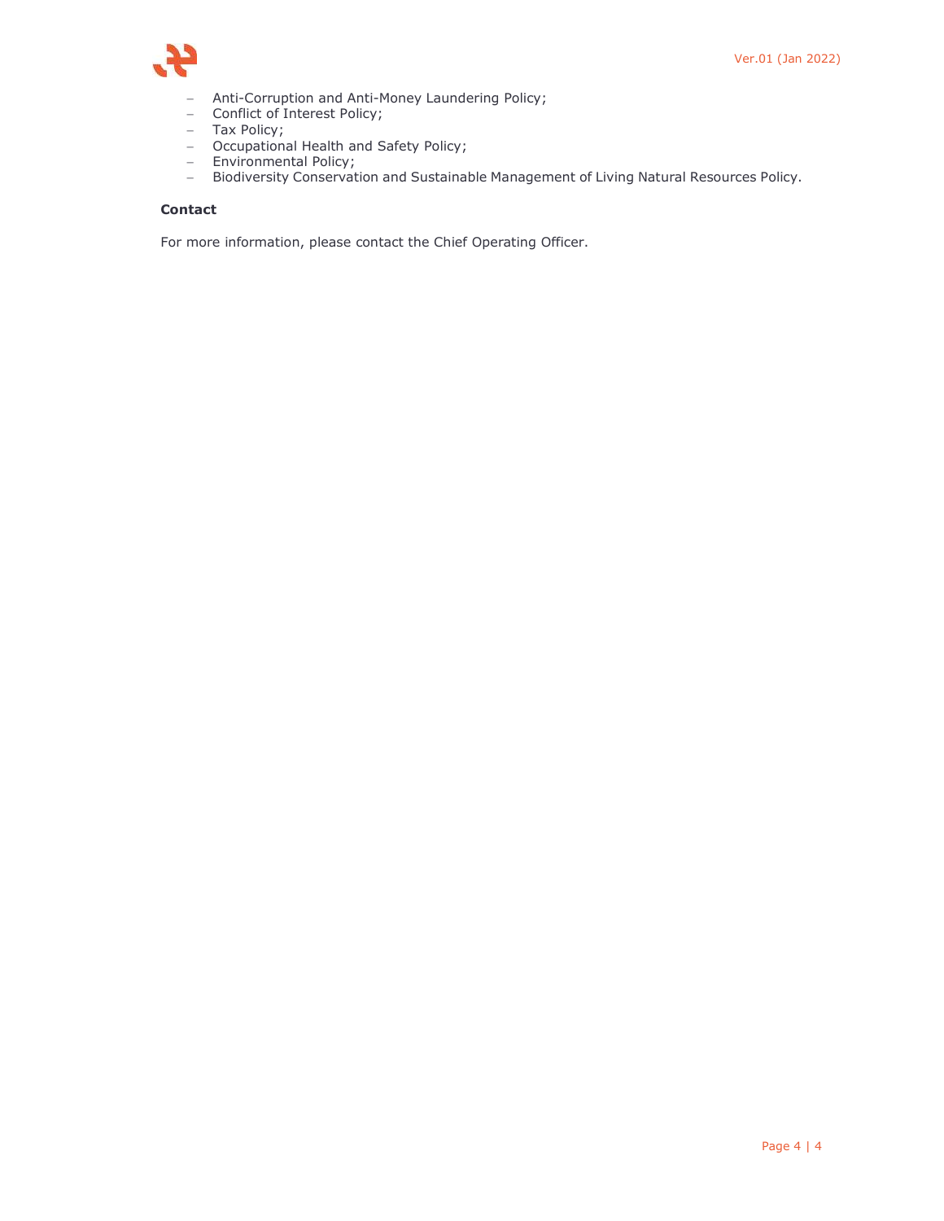- Anti-Corruption and Anti-Money Laundering Policy;
- Conflict of Interest Policy;
- Tax Policy;
- Occupational Health and Safety Policy;
- Environmental Policy;
- Biodiversity Conservation and Sustainable Management of Living Natural Resources Policy.

**Contact**

For more information, please contact the Chief Operating Officer.